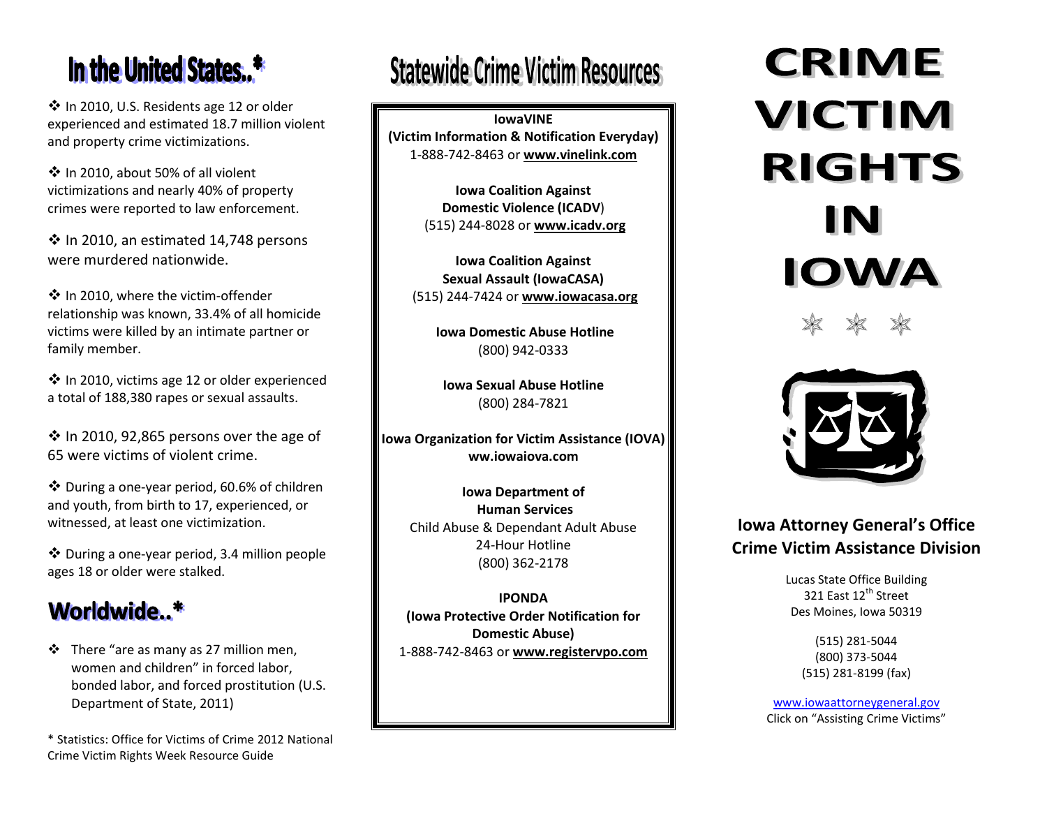# In the United States..*

- In 2010, U.S. Residents age 12 or older experienced and estimated 18.7 million violent and property crime victimizations.
- In 2010, about 50% of all violent victimizations and nearly 40% of property crimes were reported to law enforcement.
- In 2010, an estimated 14,748 persons were murdered nationwide.
- In 2010, where the victim-offender relationship was known, 33.4% of all homicide victims were killed by an intimate partner or family member.
- In 2010, victims age 12 or older experienced a total of 188,380 rapes or sexual assaults.
- In 2010, 92,865 persons over the age of 65 were victims of violent crime.
- During a one-year period, 60.6% of children and youth, from birth to 17, experienced, or witnessed, at least one victimization.
- During a one-year period, 3.4 million people ages 18 or older were stalked.

# Worldwide..*

- There "are as many as 27 million men, women and children" in forced labor, bonded labor, and forced prostitution (U.S. Department of State, 2011)

* Statistics: Office for Victims of Crime 2012 National Crime Victim Rights Week Resource Guide

# Statewide Crime Victim Resources

**IowaVINE**
**(Victim Information & Notification Everyday)**
1-888-742-8463 or **www.vinelink.com**

**Iowa Coalition Against Domestic Violence (ICADV)**
(515) 244-8028 or **www.icadv.org**

**Iowa Coalition Against Sexual Assault (IowaCASA)**
(515) 244-7424 or **www.iowacasa.org**

**Iowa Domestic Abuse Hotline**
(800) 942-0333

**Iowa Sexual Abuse Hotline**
(800) 284-7821

**Iowa Organization for Victim Assistance (IOVA)**
**ww.iowaiova.com**

**Iowa Department of Human Services**
Child Abuse & Dependant Adult Abuse
24-Hour Hotline
(800) 362-2178

**IPONDA**
**(Iowa Protective Order Notification for Domestic Abuse)**
1-888-742-8463 or **www.registervpo.com**

# CRIME VICTIM RIGHTS IN IOWA

## Iowa Attorney General's Office Crime Victim Assistance Division

Lucas State Office Building
321 East 12th Street
Des Moines, Iowa 50319

(515) 281-5044
(800) 373-5044
(515) 281-8199 (fax)

www.iowaattorneygeneral.gov
Click on "Assisting Crime Victims"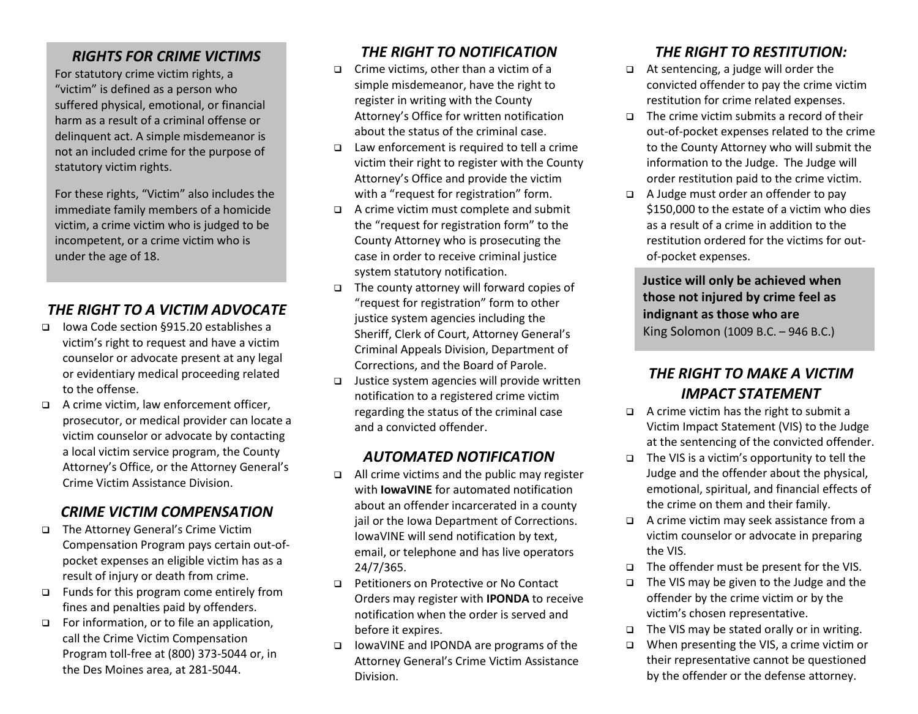## *RIGHTS FOR CRIME VICTIMS*

For statutory crime victim rights, a "victim" is defined as a person who suffered physical, emotional, or financial harm as a result of a criminal offense or delinquent act. A simple misdemeanor is not an included crime for the purpose of statutory victim rights.

For these rights, "Victim" also includes the immediate family members of a homicide victim, a crime victim who is judged to be incompetent, or a crime victim who is under the age of 18.

## *THE RIGHT TO A VICTIM ADVOCATE*

- Iowa Code section §915.20 establishes a victim's right to request and have a victim counselor or advocate present at any legal or evidentiary medical proceeding related to the offense.
- A crime victim, law enforcement officer, prosecutor, or medical provider can locate a victim counselor or advocate by contacting a local victim service program, the County Attorney's Office, or the Attorney General's Crime Victim Assistance Division.

## *CRIME VICTIM COMPENSATION*

- The Attorney General's Crime Victim Compensation Program pays certain out-of-pocket expenses an eligible victim has as a result of injury or death from crime.
- Funds for this program come entirely from fines and penalties paid by offenders.
- For information, or to file an application, call the Crime Victim Compensation Program toll-free at (800) 373-5044 or, in the Des Moines area, at 281-5044.

## *THE RIGHT TO NOTIFICATION*

- Crime victims, other than a victim of a simple misdemeanor, have the right to register in writing with the County Attorney's Office for written notification about the status of the criminal case.
- Law enforcement is required to tell a crime victim their right to register with the County Attorney's Office and provide the victim with a "request for registration" form.
- A crime victim must complete and submit the "request for registration form" to the County Attorney who is prosecuting the case in order to receive criminal justice system statutory notification.
- The county attorney will forward copies of "request for registration" form to other justice system agencies including the Sheriff, Clerk of Court, Attorney General's Criminal Appeals Division, Department of Corrections, and the Board of Parole.
- Justice system agencies will provide written notification to a registered crime victim regarding the status of the criminal case and a convicted offender.

## *AUTOMATED NOTIFICATION*

- All crime victims and the public may register with **IowaVINE** for automated notification about an offender incarcerated in a county jail or the Iowa Department of Corrections. IowaVINE will send notification by text, email, or telephone and has live operators 24/7/365.
- Petitioners on Protective or No Contact Orders may register with **IPONDA** to receive notification when the order is served and before it expires.
- IowaVINE and IPONDA are programs of the Attorney General's Crime Victim Assistance Division.

## *THE RIGHT TO RESTITUTION:*

- At sentencing, a judge will order the convicted offender to pay the crime victim restitution for crime related expenses.
- The crime victim submits a record of their out-of-pocket expenses related to the crime to the County Attorney who will submit the information to the Judge. The Judge will order restitution paid to the crime victim.
- A Judge must order an offender to pay $150,000 to the estate of a victim who dies as a result of a crime in addition to the restitution ordered for the victims for out-of-pocket expenses.

**Justice will only be achieved when those not injured by crime feel as indignant as those who are**
King Solomon (1009 B.C. – 946 B.C.)

## *THE RIGHT TO MAKE A VICTIM IMPACT STATEMENT*

- A crime victim has the right to submit a Victim Impact Statement (VIS) to the Judge at the sentencing of the convicted offender.
- The VIS is a victim's opportunity to tell the Judge and the offender about the physical, emotional, spiritual, and financial effects of the crime on them and their family.
- A crime victim may seek assistance from a victim counselor or advocate in preparing the VIS.
- The offender must be present for the VIS.
- The VIS may be given to the Judge and the offender by the crime victim or by the victim's chosen representative.
- The VIS may be stated orally or in writing.
- When presenting the VIS, a crime victim or their representative cannot be questioned by the offender or the defense attorney.